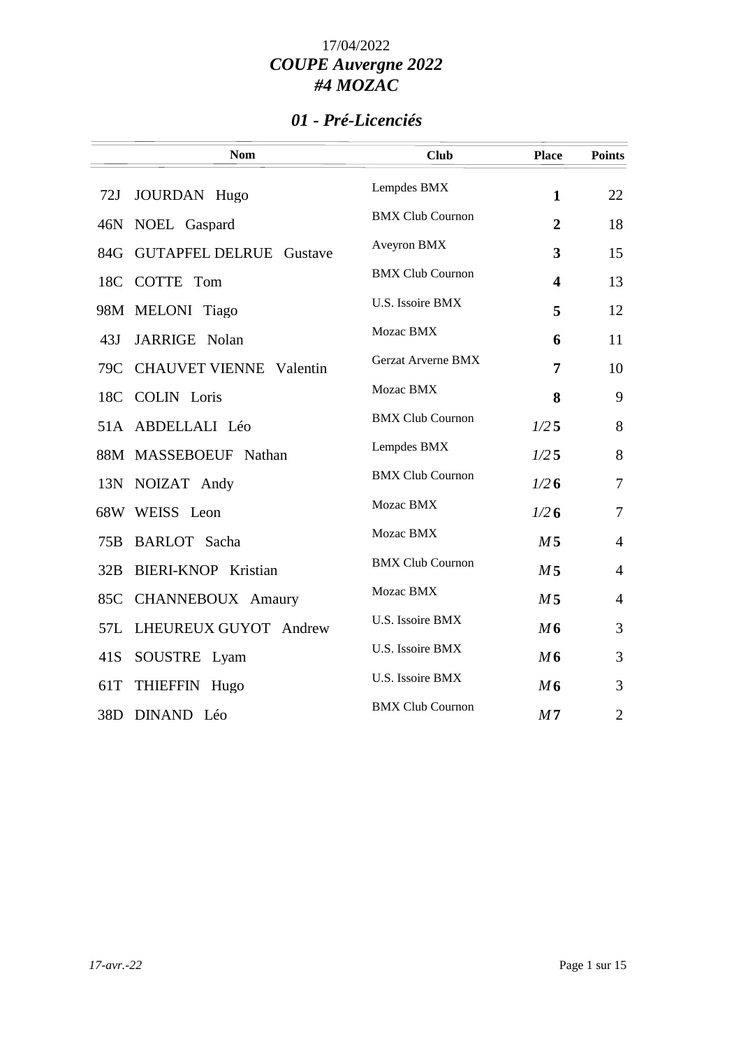17/04/2022

***COUPE Auvergne 2022***

***#4 MOZAC***

## *01 - Pré-Licenciés*

| | Nom | Club | Place | Points |
|---|---|---|---|---|
| 72J | JOURDAN Hugo | Lempdes BMX | **1** | 22 |
| 46N | NOEL Gaspard | BMX Club Cournon | **2** | 18 |
| 84G | GUTAPFEL DELRUE Gustave | Aveyron BMX | **3** | 15 |
| 18C | COTTE Tom | BMX Club Cournon | **4** | 13 |
| 98M | MELONI Tiago | U.S. Issoire BMX | **5** | 12 |
| 43J | JARRIGE Nolan | Mozac BMX | **6** | 11 |
| 79C | CHAUVET VIENNE Valentin | Gerzat Arverne BMX | **7** | 10 |
| 18C | COLIN Loris | Mozac BMX | **8** | 9 |
| 51A | ABDELLALI Léo | BMX Club Cournon | *1/2* **5** | 8 |
| 88M | MASSEBOEUF Nathan | Lempdes BMX | *1/2* **5** | 8 |
| 13N | NOIZAT Andy | BMX Club Cournon | *1/2* **6** | 7 |
| 68W | WEISS Leon | Mozac BMX | *1/2* **6** | 7 |
| 75B | BARLOT Sacha | Mozac BMX | *M* **5** | 4 |
| 32B | BIERI-KNOP Kristian | BMX Club Cournon | *M* **5** | 4 |
| 85C | CHANNEBOUX Amaury | Mozac BMX | *M* **5** | 4 |
| 57L | LHEUREUX GUYOT Andrew | U.S. Issoire BMX | *M* **6** | 3 |
| 41S | SOUSTRE Lyam | U.S. Issoire BMX | *M* **6** | 3 |
| 61T | THIEFFIN Hugo | U.S. Issoire BMX | *M* **6** | 3 |
| 38D | DINAND Léo | BMX Club Cournon | *M* **7** | 2 |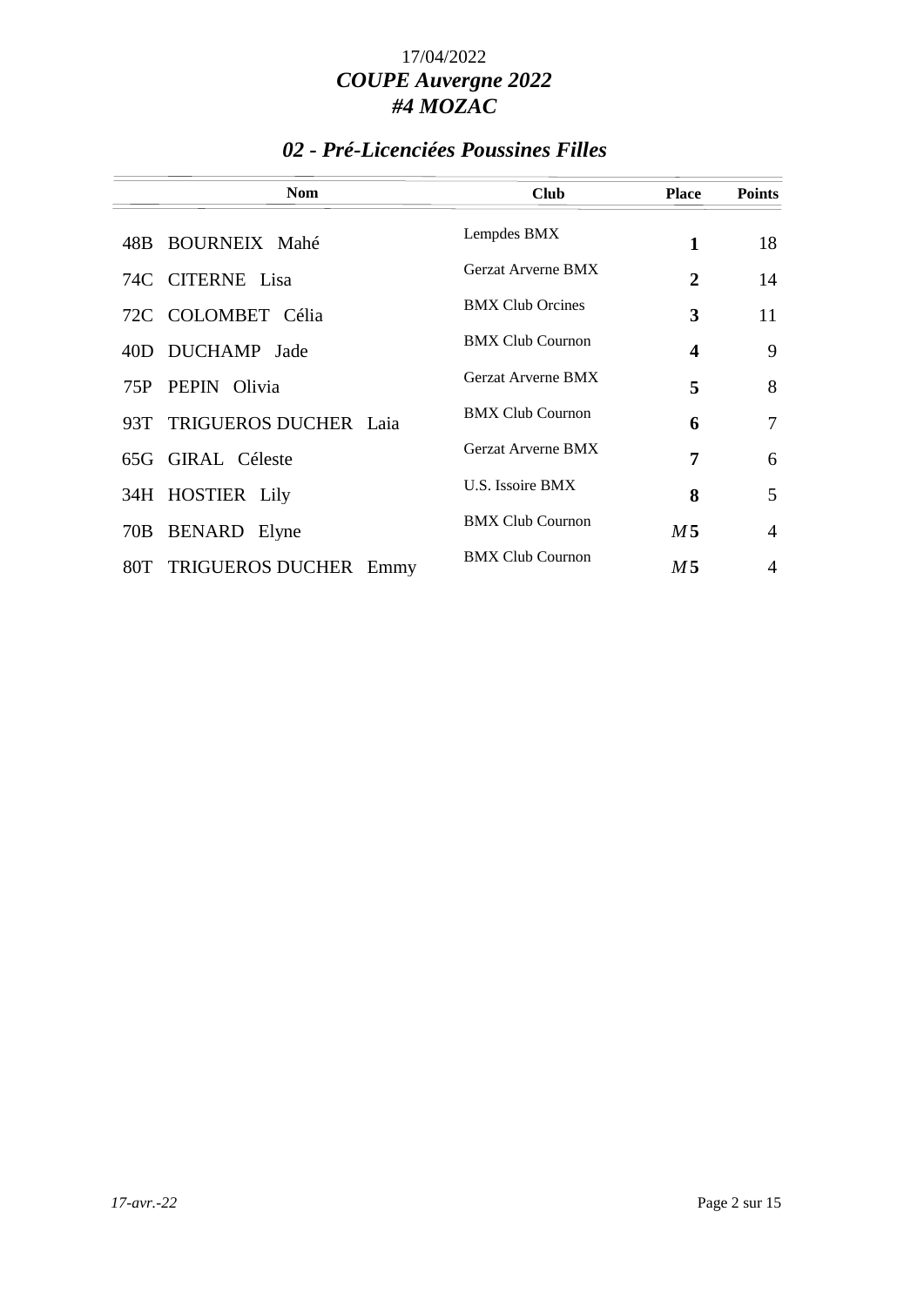17/04/2022

***COUPE Auvergne 2022***

***#4 MOZAC***

## *02 - Pré-Licenciées Poussines Filles*

| | Nom | Club | Place | Points |
|---|---|---|---|---|
| 48B | BOURNEIX Mahé | Lempdes BMX | **1** | 18 |
| 74C | CITERNE Lisa | Gerzat Arverne BMX | **2** | 14 |
| 72C | COLOMBET Célia | BMX Club Orcines | **3** | 11 |
| 40D | DUCHAMP Jade | BMX Club Cournon | **4** | 9 |
| 75P | PEPIN Olivia | Gerzat Arverne BMX | **5** | 8 |
| 93T | TRIGUEROS DUCHER Laia | BMX Club Cournon | **6** | 7 |
| 65G | GIRAL Céleste | Gerzat Arverne BMX | **7** | 6 |
| 34H | HOSTIER Lily | U.S. Issoire BMX | **8** | 5 |
| 70B | BENARD Elyne | BMX Club Cournon | ***M*5** | 4 |
| 80T | TRIGUEROS DUCHER Emmy | BMX Club Cournon | ***M*5** | 4 |

*17-avr.-22*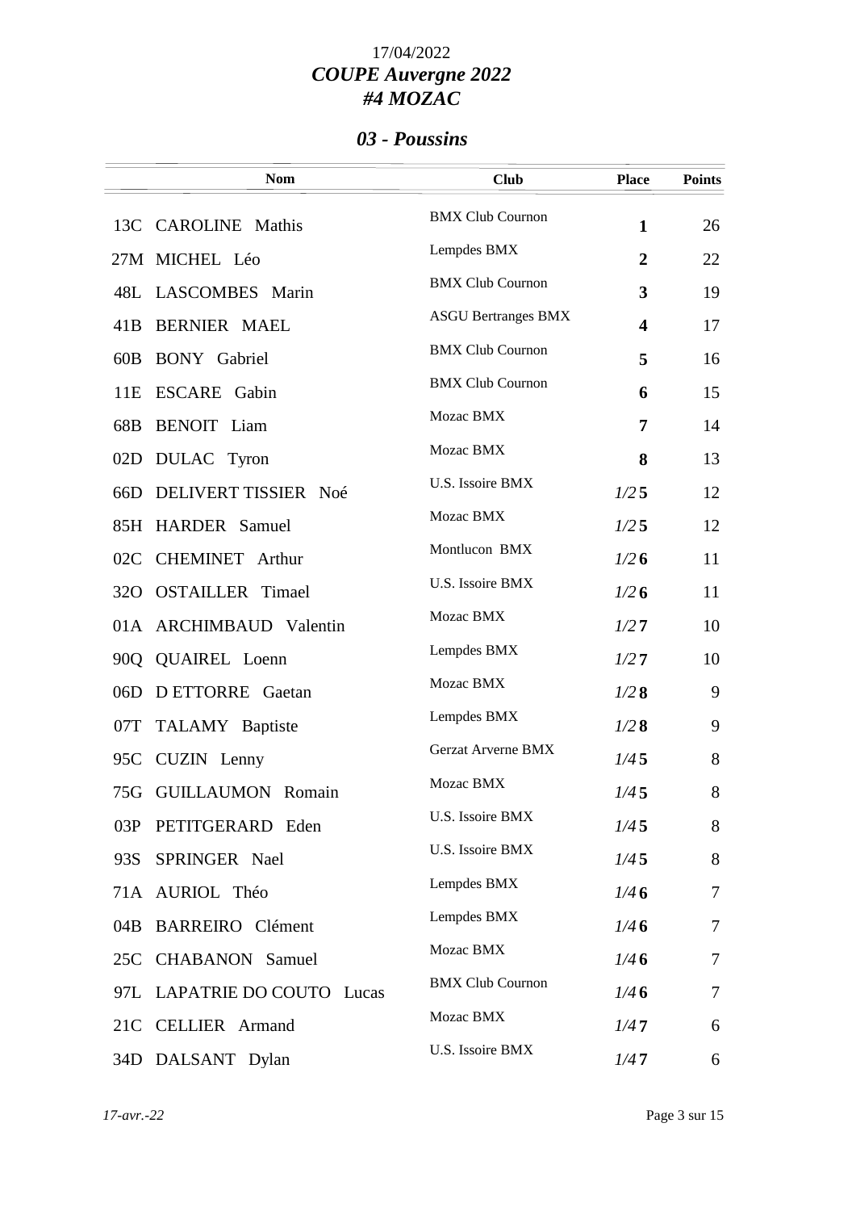17/04/2022

# *COUPE Auvergne 2022*
# *#4 MOZAC*

## *03 - Poussins*

| | Nom | Club | Place | Points |
|---|---|---|---|---|
| 13C | CAROLINE Mathis | BMX Club Cournon | **1** | 26 |
| 27M | MICHEL Léo | Lempdes BMX | **2** | 22 |
| 48L | LASCOMBES Marin | BMX Club Cournon | **3** | 19 |
| 41B | BERNIER MAEL | ASGU Bertranges BMX | **4** | 17 |
| 60B | BONY Gabriel | BMX Club Cournon | **5** | 16 |
| 11E | ESCARE Gabin | BMX Club Cournon | **6** | 15 |
| 68B | BENOIT Liam | Mozac BMX | **7** | 14 |
| 02D | DULAC Tyron | Mozac BMX | **8** | 13 |
| 66D | DELIVERT TISSIER Noé | U.S. Issoire BMX | *1/2* **5** | 12 |
| 85H | HARDER Samuel | Mozac BMX | *1/2* **5** | 12 |
| 02C | CHEMINET Arthur | Montlucon BMX | *1/2* **6** | 11 |
| 32O | OSTAILLER Timael | U.S. Issoire BMX | *1/2* **6** | 11 |
| 01A | ARCHIMBAUD Valentin | Mozac BMX | *1/2* **7** | 10 |
| 90Q | QUAIREL Loenn | Lempdes BMX | *1/2* **7** | 10 |
| 06D | D ETTORRE Gaetan | Mozac BMX | *1/2* **8** | 9 |
| 07T | TALAMY Baptiste | Lempdes BMX | *1/2* **8** | 9 |
| 95C | CUZIN Lenny | Gerzat Arverne BMX | *1/4* **5** | 8 |
| 75G | GUILLAUMON Romain | Mozac BMX | *1/4* **5** | 8 |
| 03P | PETITGERARD Eden | U.S. Issoire BMX | *1/4* **5** | 8 |
| 93S | SPRINGER Nael | U.S. Issoire BMX | *1/4* **5** | 8 |
| 71A | AURIOL Théo | Lempdes BMX | *1/4* **6** | 7 |
| 04B | BARREIRO Clément | Lempdes BMX | *1/4* **6** | 7 |
| 25C | CHABANON Samuel | Mozac BMX | *1/4* **6** | 7 |
| 97L | LAPATRIE DO COUTO Lucas | BMX Club Cournon | *1/4* **6** | 7 |
| 21C | CELLIER Armand | Mozac BMX | *1/4* **7** | 6 |
| 34D | DALSANT Dylan | U.S. Issoire BMX | *1/4* **7** | 6 |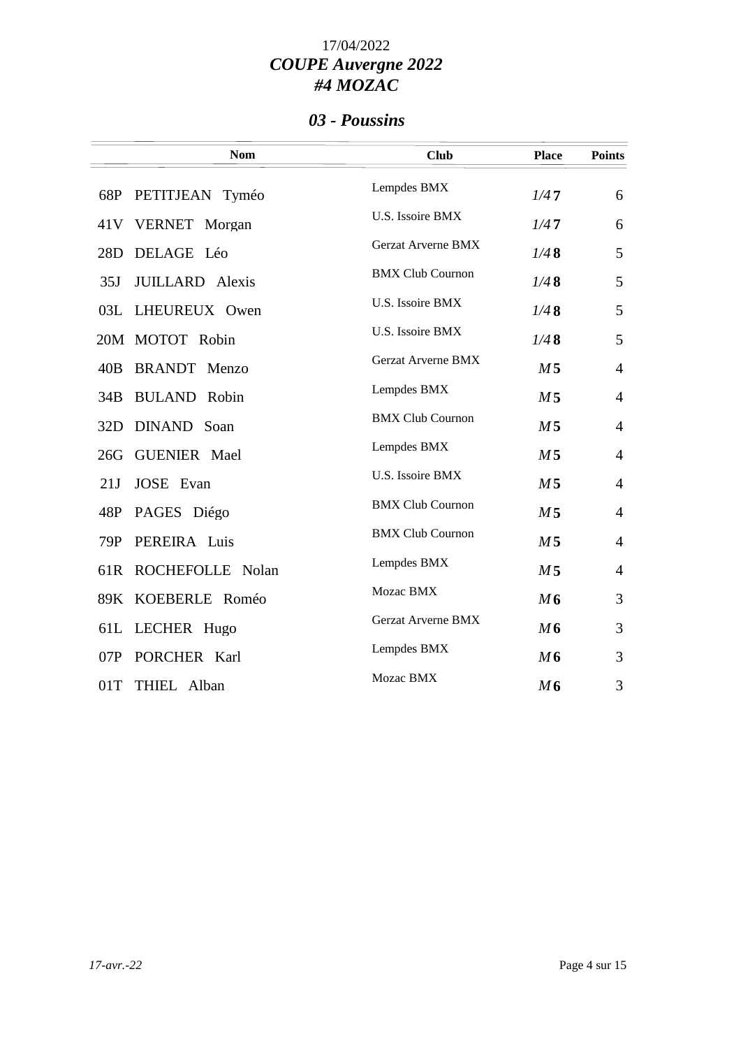17/04/2022

# *COUPE Auvergne 2022*
# *#4 MOZAC*

## *03 - Poussins*

| | Nom | Club | Place | Points |
|---|---|---|---|---|
| 68P | PETITJEAN Tyméo | Lempdes BMX | *1/4* **7** | 6 |
| 41V | VERNET Morgan | U.S. Issoire BMX | *1/4* **7** | 6 |
| 28D | DELAGE Léo | Gerzat Arverne BMX | *1/4* **8** | 5 |
| 35J | JUILLARD Alexis | BMX Club Cournon | *1/4* **8** | 5 |
| 03L | LHEUREUX Owen | U.S. Issoire BMX | *1/4* **8** | 5 |
| 20M | MOTOT Robin | U.S. Issoire BMX | *1/4* **8** | 5 |
| 40B | BRANDT Menzo | Gerzat Arverne BMX | *M* **5** | 4 |
| 34B | BULAND Robin | Lempdes BMX | *M* **5** | 4 |
| 32D | DINAND Soan | BMX Club Cournon | *M* **5** | 4 |
| 26G | GUENIER Mael | Lempdes BMX | *M* **5** | 4 |
| 21J | JOSE Evan | U.S. Issoire BMX | *M* **5** | 4 |
| 48P | PAGES Diégo | BMX Club Cournon | *M* **5** | 4 |
| 79P | PEREIRA Luis | BMX Club Cournon | *M* **5** | 4 |
| 61R | ROCHEFOLLE Nolan | Lempdes BMX | *M* **5** | 4 |
| 89K | KOEBERLE Roméo | Mozac BMX | *M* **6** | 3 |
| 61L | LECHER Hugo | Gerzat Arverne BMX | *M* **6** | 3 |
| 07P | PORCHER Karl | Lempdes BMX | *M* **6** | 3 |
| 01T | THIEL Alban | Mozac BMX | *M* **6** | 3 |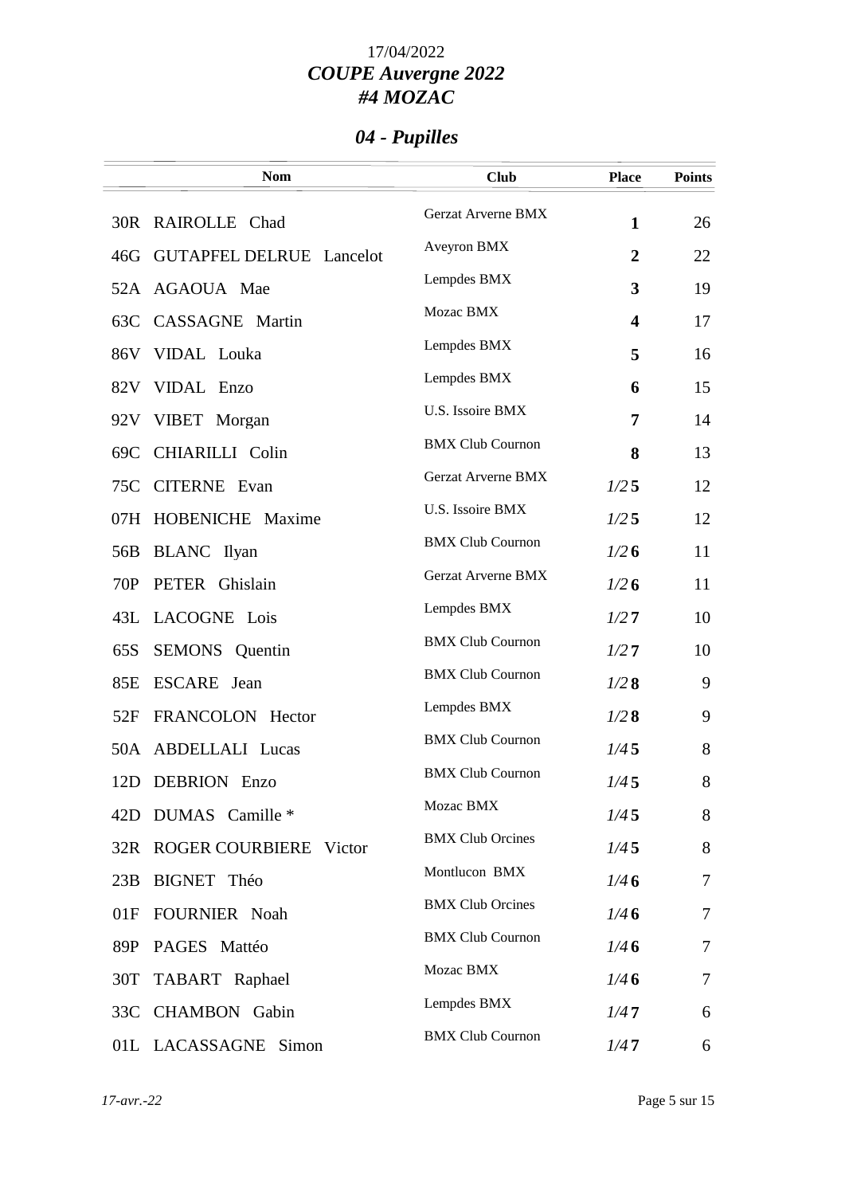17/04/2022

# *COUPE Auvergne 2022*
# *#4 MOZAC*

## *04 - Pupilles*

| | Nom | Club | Place | Points |
|---|---|---|---|---|
| 30R | RAIROLLE Chad | Gerzat Arverne BMX | **1** | 26 |
| 46G | GUTAPFEL DELRUE Lancelot | Aveyron BMX | **2** | 22 |
| 52A | AGAOUA Mae | Lempdes BMX | **3** | 19 |
| 63C | CASSAGNE Martin | Mozac BMX | **4** | 17 |
| 86V | VIDAL Louka | Lempdes BMX | **5** | 16 |
| 82V | VIDAL Enzo | Lempdes BMX | **6** | 15 |
| 92V | VIBET Morgan | U.S. Issoire BMX | **7** | 14 |
| 69C | CHIARILLI Colin | BMX Club Cournon | **8** | 13 |
| 75C | CITERNE Evan | Gerzat Arverne BMX | *1/2* **5** | 12 |
| 07H | HOBENICHE Maxime | U.S. Issoire BMX | *1/2* **5** | 12 |
| 56B | BLANC Ilyan | BMX Club Cournon | *1/2* **6** | 11 |
| 70P | PETER Ghislain | Gerzat Arverne BMX | *1/2* **6** | 11 |
| 43L | LACOGNE Lois | Lempdes BMX | *1/2* **7** | 10 |
| 65S | SEMONS Quentin | BMX Club Cournon | *1/2* **7** | 10 |
| 85E | ESCARE Jean | BMX Club Cournon | *1/2* **8** | 9 |
| 52F | FRANCOLON Hector | Lempdes BMX | *1/2* **8** | 9 |
| 50A | ABDELLALI Lucas | BMX Club Cournon | *1/4* **5** | 8 |
| 12D | DEBRION Enzo | BMX Club Cournon | *1/4* **5** | 8 |
| 42D | DUMAS Camille * | Mozac BMX | *1/4* **5** | 8 |
| 32R | ROGER COURBIERE Victor | BMX Club Orcines | *1/4* **5** | 8 |
| 23B | BIGNET Théo | Montlucon BMX | *1/4* **6** | 7 |
| 01F | FOURNIER Noah | BMX Club Orcines | *1/4* **6** | 7 |
| 89P | PAGES Mattéo | BMX Club Cournon | *1/4* **6** | 7 |
| 30T | TABART Raphael | Mozac BMX | *1/4* **6** | 7 |
| 33C | CHAMBON Gabin | Lempdes BMX | *1/4* **7** | 6 |
| 01L | LACASSAGNE Simon | BMX Club Cournon | *1/4* **7** | 6 |

*17-avr.-22*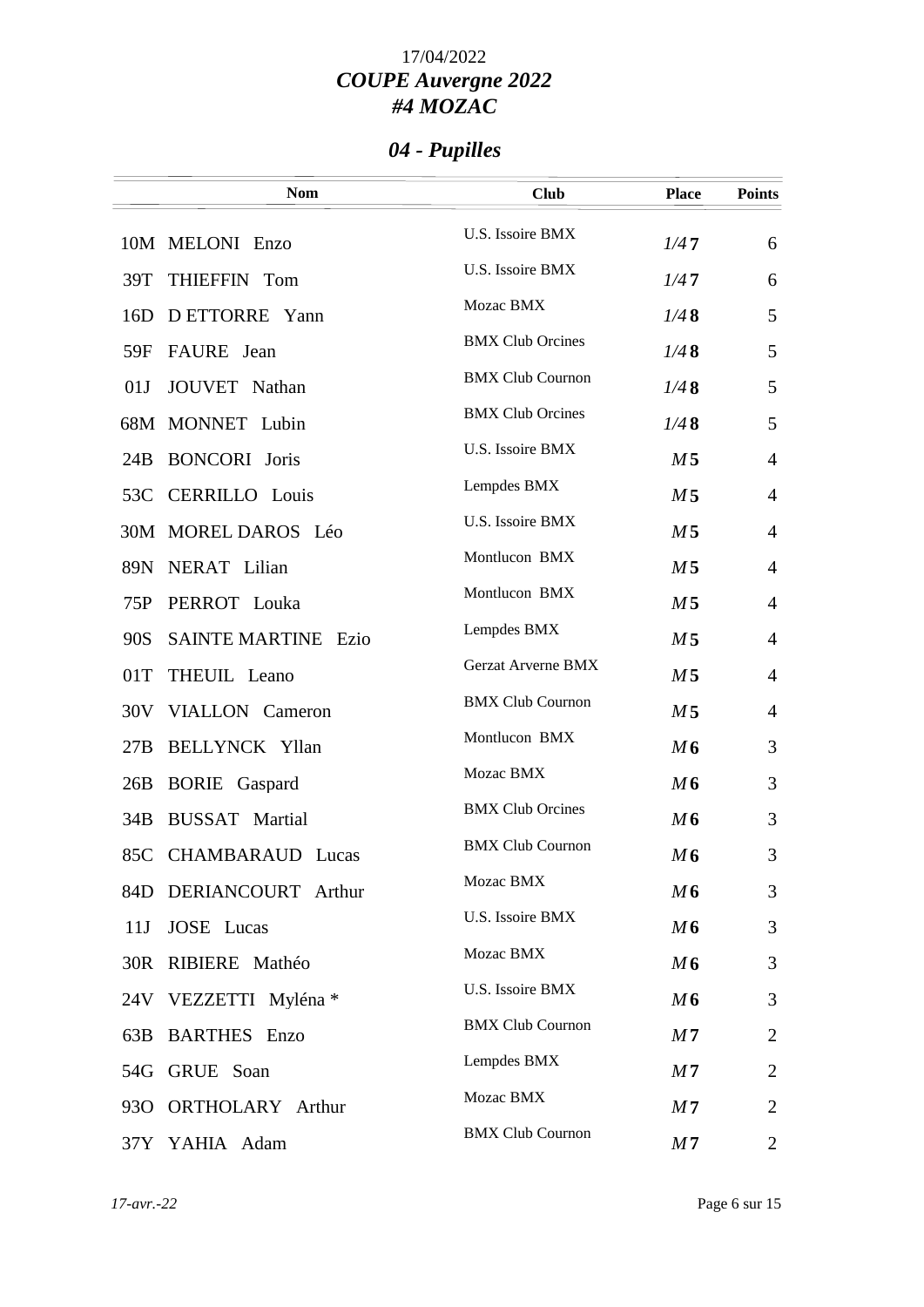17/04/2022

***COUPE Auvergne 2022***

***#4 MOZAC***

## *04 - Pupilles*

| | Nom | Club | Place | Points |
|---|---|---|---|---|
| 10M | MELONI Enzo | U.S. Issoire BMX | *1/4* **7** | 6 |
| 39T | THIEFFIN Tom | U.S. Issoire BMX | *1/4* **7** | 6 |
| 16D | D ETTORRE Yann | Mozac BMX | *1/4* **8** | 5 |
| 59F | FAURE Jean | BMX Club Orcines | *1/4* **8** | 5 |
| 01J | JOUVET Nathan | BMX Club Cournon | *1/4* **8** | 5 |
| 68M | MONNET Lubin | BMX Club Orcines | *1/4* **8** | 5 |
| 24B | BONCORI Joris | U.S. Issoire BMX | *M* **5** | 4 |
| 53C | CERRILLO Louis | Lempdes BMX | *M* **5** | 4 |
| 30M | MOREL DAROS Léo | U.S. Issoire BMX | *M* **5** | 4 |
| 89N | NERAT Lilian | Montlucon BMX | *M* **5** | 4 |
| 75P | PERROT Louka | Montlucon BMX | *M* **5** | 4 |
| 90S | SAINTE MARTINE Ezio | Lempdes BMX | *M* **5** | 4 |
| 01T | THEUIL Leano | Gerzat Arverne BMX | *M* **5** | 4 |
| 30V | VIALLON Cameron | BMX Club Cournon | *M* **5** | 4 |
| 27B | BELLYNCK Yllan | Montlucon BMX | *M* **6** | 3 |
| 26B | BORIE Gaspard | Mozac BMX | *M* **6** | 3 |
| 34B | BUSSAT Martial | BMX Club Orcines | *M* **6** | 3 |
| 85C | CHAMBARAUD Lucas | BMX Club Cournon | *M* **6** | 3 |
| 84D | DERIANCOURT Arthur | Mozac BMX | *M* **6** | 3 |
| 11J | JOSE Lucas | U.S. Issoire BMX | *M* **6** | 3 |
| 30R | RIBIERE Mathéo | Mozac BMX | *M* **6** | 3 |
| 24V | VEZZETTI Myléna * | U.S. Issoire BMX | *M* **6** | 3 |
| 63B | BARTHES Enzo | BMX Club Cournon | *M* **7** | 2 |
| 54G | GRUE Soan | Lempdes BMX | *M* **7** | 2 |
| 93O | ORTHOLARY Arthur | Mozac BMX | *M* **7** | 2 |
| 37Y | YAHIA Adam | BMX Club Cournon | *M* **7** | 2 |

*17-avr.-22*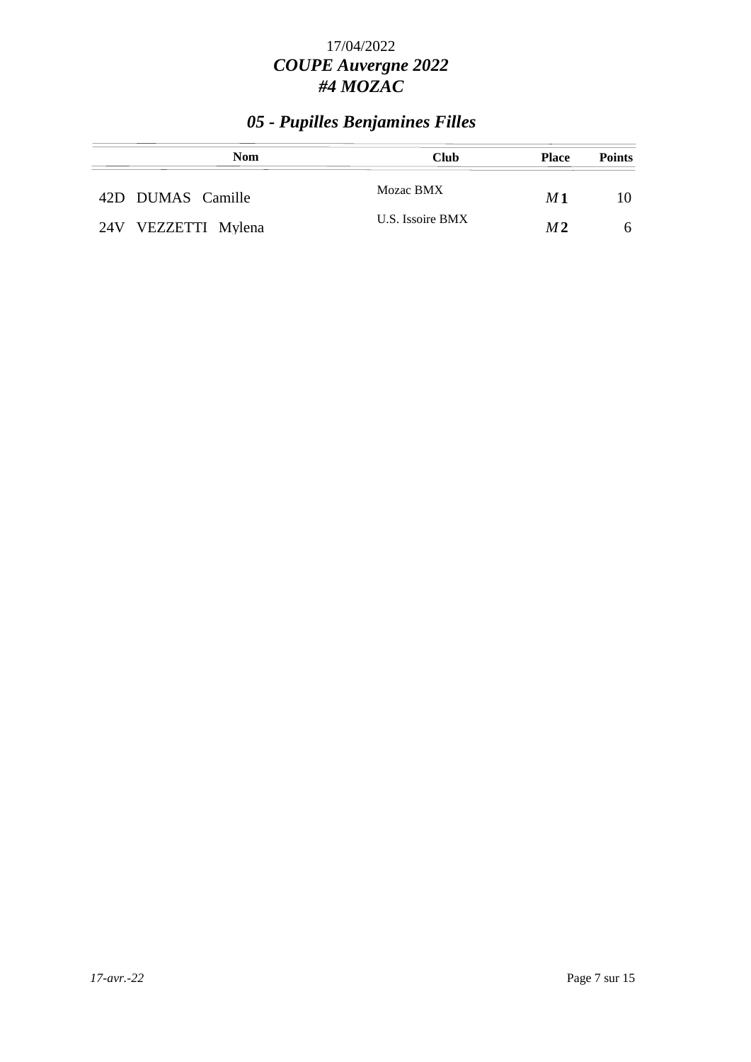17/04/2022

***COUPE Auvergne 2022***

***#4 MOZAC***

## *05 - Pupilles Benjamines Filles*

| Nom | Club | Place | Points |
|---|---|---|---|
| 42D DUMAS Camille | Mozac BMX | *M* **1** | 10 |
| 24V VEZZETTI Mylena | U.S. Issoire BMX | *M* **2** | 6 |

*17-avr.-22*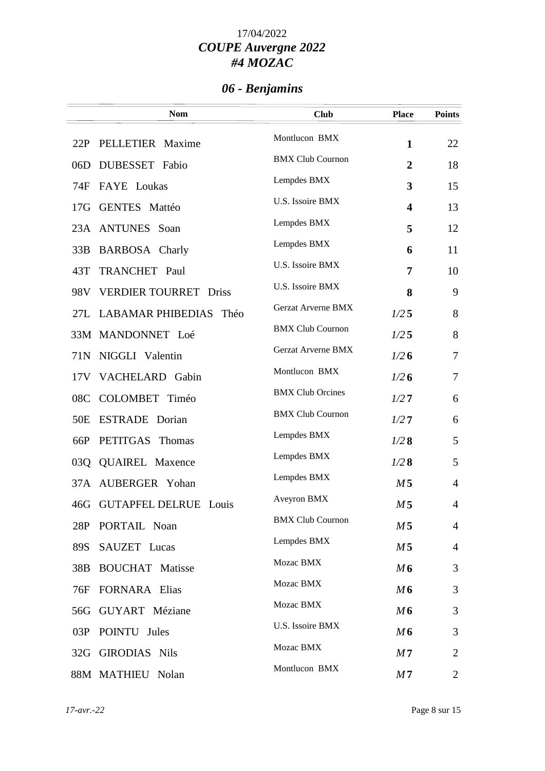17/04/2022

# *COUPE Auvergne 2022*
# *#4 MOZAC*

## *06 - Benjamins*

| | Nom | Club | Place | Points |
|---|---|---|---|---|
| 22P | PELLETIER Maxime | Montlucon BMX | **1** | 22 |
| 06D | DUBESSET Fabio | BMX Club Cournon | **2** | 18 |
| 74F | FAYE Loukas | Lempdes BMX | **3** | 15 |
| 17G | GENTES Mattéo | U.S. Issoire BMX | **4** | 13 |
| 23A | ANTUNES Soan | Lempdes BMX | **5** | 12 |
| 33B | BARBOSA Charly | Lempdes BMX | **6** | 11 |
| 43T | TRANCHET Paul | U.S. Issoire BMX | **7** | 10 |
| 98V | VERDIER TOURRET Driss | U.S. Issoire BMX | **8** | 9 |
| 27L | LABAMAR PHIBEDIAS Théo | Gerzat Arverne BMX | *1/2* **5** | 8 |
| 33M | MANDONNET Loé | BMX Club Cournon | *1/2* **5** | 8 |
| 71N | NIGGLI Valentin | Gerzat Arverne BMX | *1/2* **6** | 7 |
| 17V | VACHELARD Gabin | Montlucon BMX | *1/2* **6** | 7 |
| 08C | COLOMBET Timéo | BMX Club Orcines | *1/2* **7** | 6 |
| 50E | ESTRADE Dorian | BMX Club Cournon | *1/2* **7** | 6 |
| 66P | PETITGAS Thomas | Lempdes BMX | *1/2* **8** | 5 |
| 03Q | QUAIREL Maxence | Lempdes BMX | *1/2* **8** | 5 |
| 37A | AUBERGER Yohan | Lempdes BMX | *M* **5** | 4 |
| 46G | GUTAPFEL DELRUE Louis | Aveyron BMX | *M* **5** | 4 |
| 28P | PORTAIL Noan | BMX Club Cournon | *M* **5** | 4 |
| 89S | SAUZET Lucas | Lempdes BMX | *M* **5** | 4 |
| 38B | BOUCHAT Matisse | Mozac BMX | *M* **6** | 3 |
| 76F | FORNARA Elias | Mozac BMX | *M* **6** | 3 |
| 56G | GUYART Méziane | Mozac BMX | *M* **6** | 3 |
| 03P | POINTU Jules | U.S. Issoire BMX | *M* **6** | 3 |
| 32G | GIRODIAS Nils | Mozac BMX | *M* **7** | 2 |
| 88M | MATHIEU Nolan | Montlucon BMX | *M* **7** | 2 |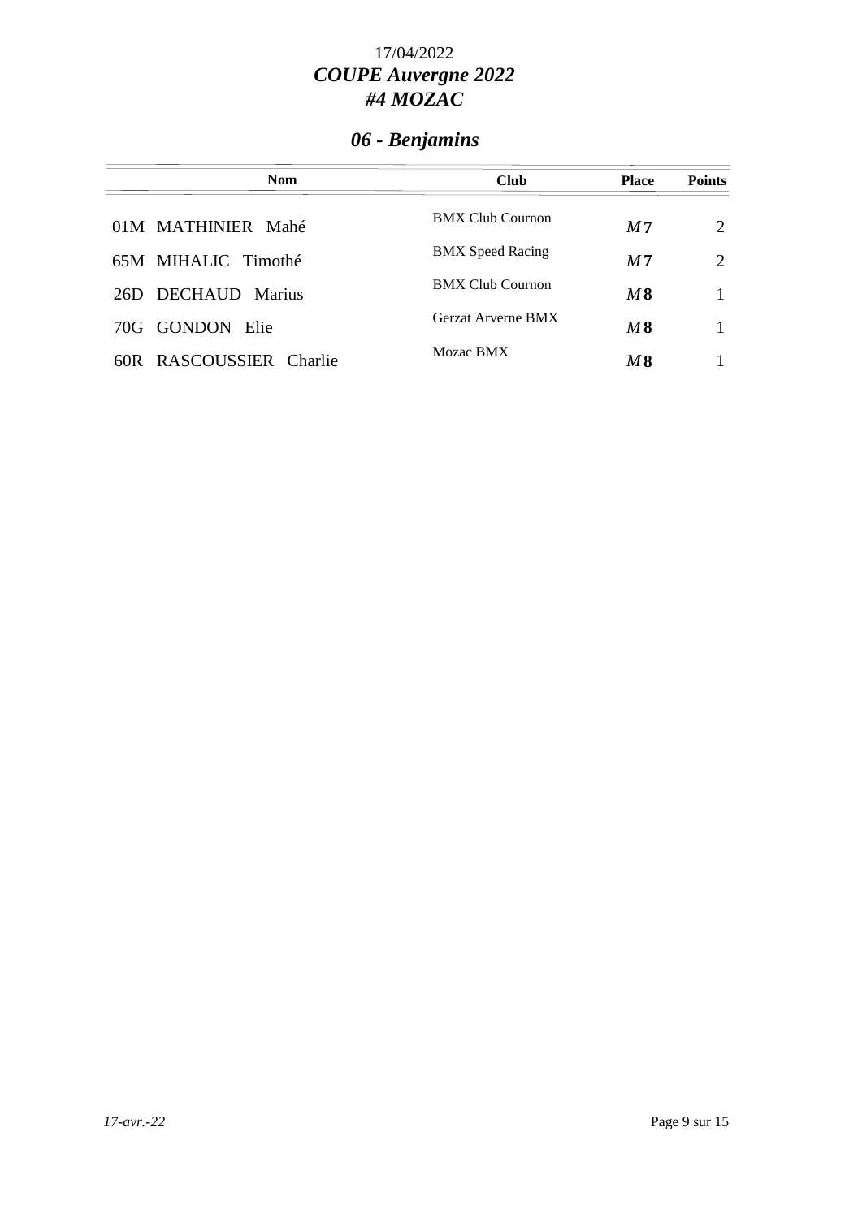17/04/2022

***COUPE Auvergne 2022***

***#4 MOZAC***

## *06 - Benjamins*

| Nom | Club | Place | Points |
|---|---|---|---|
| 01M MATHINIER Mahé | BMX Club Cournon | *M* **7** | 2 |
| 65M MIHALIC Timothé | BMX Speed Racing | *M* **7** | 2 |
| 26D DECHAUD Marius | BMX Club Cournon | *M* **8** | 1 |
| 70G GONDON Elie | Gerzat Arverne BMX | *M* **8** | 1 |
| 60R RASCOUSSIER Charlie | Mozac BMX | *M* **8** | 1 |

*17-avr.-22*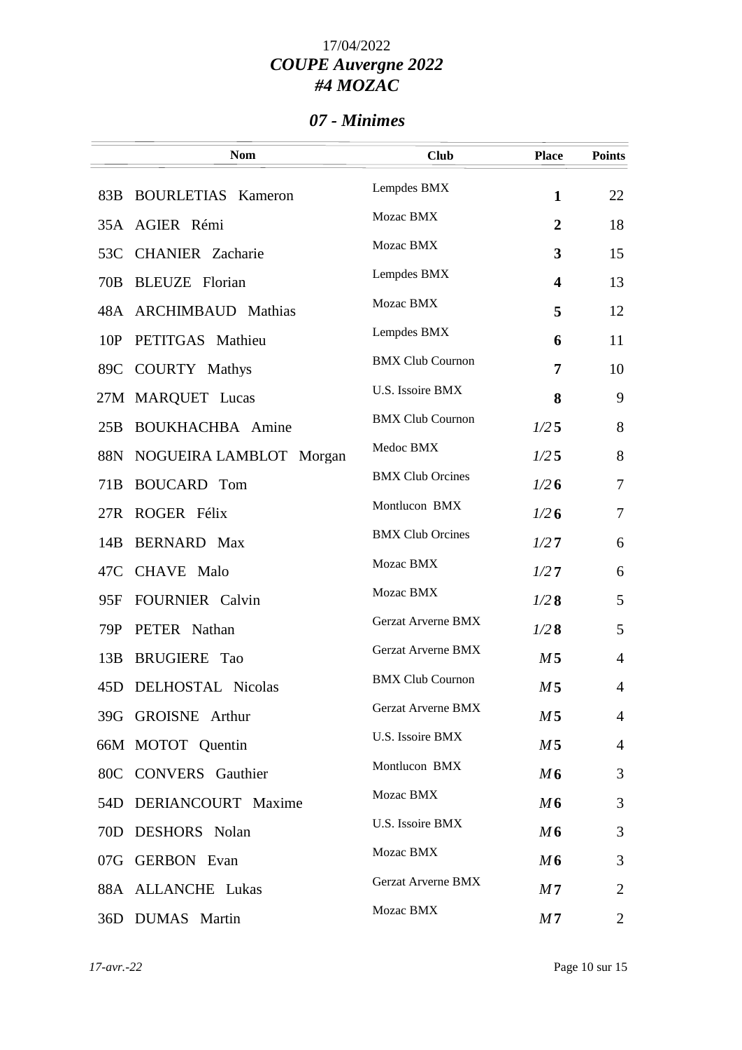17/04/2022

***COUPE Auvergne 2022***

***#4 MOZAC***

## *07 - Minimes*

| | Nom | Club | Place | Points |
|---|---|---|---|---|
| 83B | BOURLETIAS Kameron | Lempdes BMX | **1** | 22 |
| 35A | AGIER Rémi | Mozac BMX | **2** | 18 |
| 53C | CHANIER Zacharie | Mozac BMX | **3** | 15 |
| 70B | BLEUZE Florian | Lempdes BMX | **4** | 13 |
| 48A | ARCHIMBAUD Mathias | Mozac BMX | **5** | 12 |
| 10P | PETITGAS Mathieu | Lempdes BMX | **6** | 11 |
| 89C | COURTY Mathys | BMX Club Cournon | **7** | 10 |
| 27M | MARQUET Lucas | U.S. Issoire BMX | **8** | 9 |
| 25B | BOUKHACHBA Amine | BMX Club Cournon | *1/2* **5** | 8 |
| 88N | NOGUEIRA LAMBLOT Morgan | Medoc BMX | *1/2* **5** | 8 |
| 71B | BOUCARD Tom | BMX Club Orcines | *1/2* **6** | 7 |
| 27R | ROGER Félix | Montlucon BMX | *1/2* **6** | 7 |
| 14B | BERNARD Max | BMX Club Orcines | *1/2* **7** | 6 |
| 47C | CHAVE Malo | Mozac BMX | *1/2* **7** | 6 |
| 95F | FOURNIER Calvin | Mozac BMX | *1/2* **8** | 5 |
| 79P | PETER Nathan | Gerzat Arverne BMX | *1/2* **8** | 5 |
| 13B | BRUGIERE Tao | Gerzat Arverne BMX | *M* **5** | 4 |
| 45D | DELHOSTAL Nicolas | BMX Club Cournon | *M* **5** | 4 |
| 39G | GROISNE Arthur | Gerzat Arverne BMX | *M* **5** | 4 |
| 66M | MOTOT Quentin | U.S. Issoire BMX | *M* **5** | 4 |
| 80C | CONVERS Gauthier | Montlucon BMX | *M* **6** | 3 |
| 54D | DERIANCOURT Maxime | Mozac BMX | *M* **6** | 3 |
| 70D | DESHORS Nolan | U.S. Issoire BMX | *M* **6** | 3 |
| 07G | GERBON Evan | Mozac BMX | *M* **6** | 3 |
| 88A | ALLANCHE Lukas | Gerzat Arverne BMX | *M* **7** | 2 |
| 36D | DUMAS Martin | Mozac BMX | *M* **7** | 2 |

*17-avr.-22*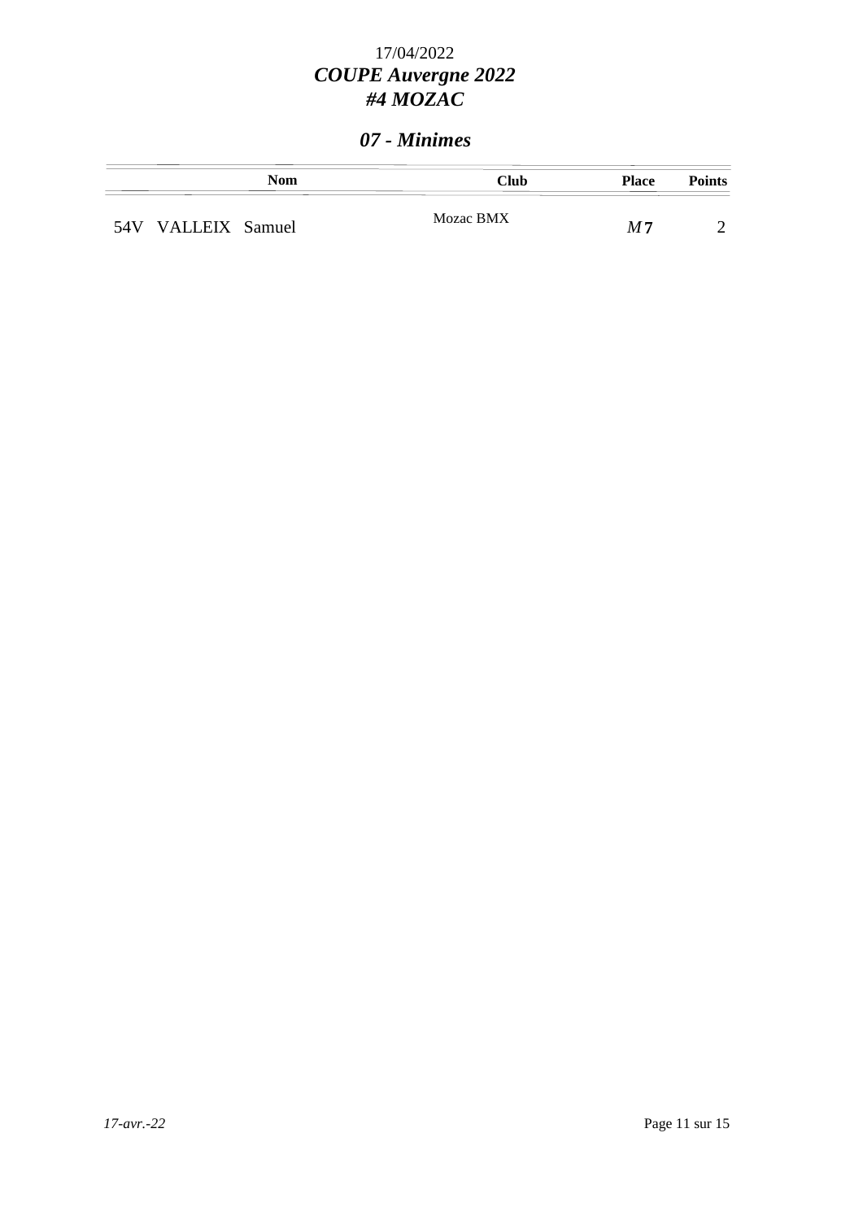17/04/2022

# *COUPE Auvergne 2022*
# *#4 MOZAC*

## *07 - Minimes*

| Nom | Club | Place | Points |
|---|---|---|---|
| 54V VALLEIX Samuel | Mozac BMX | *M* 7 | 2 |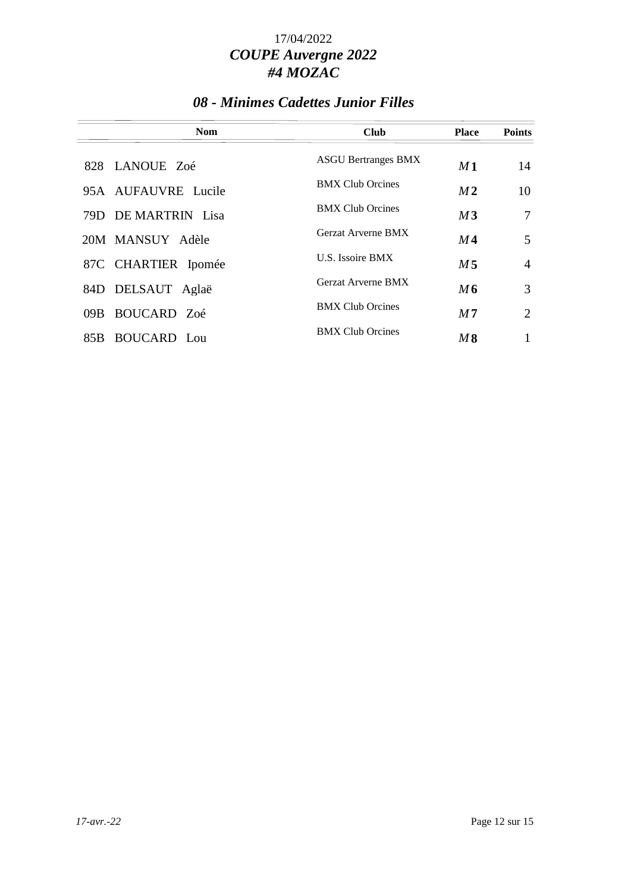17/04/2022

**_COUPE Auvergne 2022_**

**_#4 MOZAC_**

## _08 - Minimes Cadettes Junior Filles_

| | Nom | Club | Place | Points |
|---|---|---|---|---|
| 828 | LANOUE Zoé | ASGU Bertranges BMX | *M* **1** | 14 |
| 95A | AUFAUVRE Lucile | BMX Club Orcines | *M* **2** | 10 |
| 79D | DE MARTRIN Lisa | BMX Club Orcines | *M* **3** | 7 |
| 20M | MANSUY Adèle | Gerzat Arverne BMX | *M* **4** | 5 |
| 87C | CHARTIER Ipomée | U.S. Issoire BMX | *M* **5** | 4 |
| 84D | DELSAUT Aglaë | Gerzat Arverne BMX | *M* **6** | 3 |
| 09B | BOUCARD Zoé | BMX Club Orcines | *M* **7** | 2 |
| 85B | BOUCARD Lou | BMX Club Orcines | *M* **8** | 1 |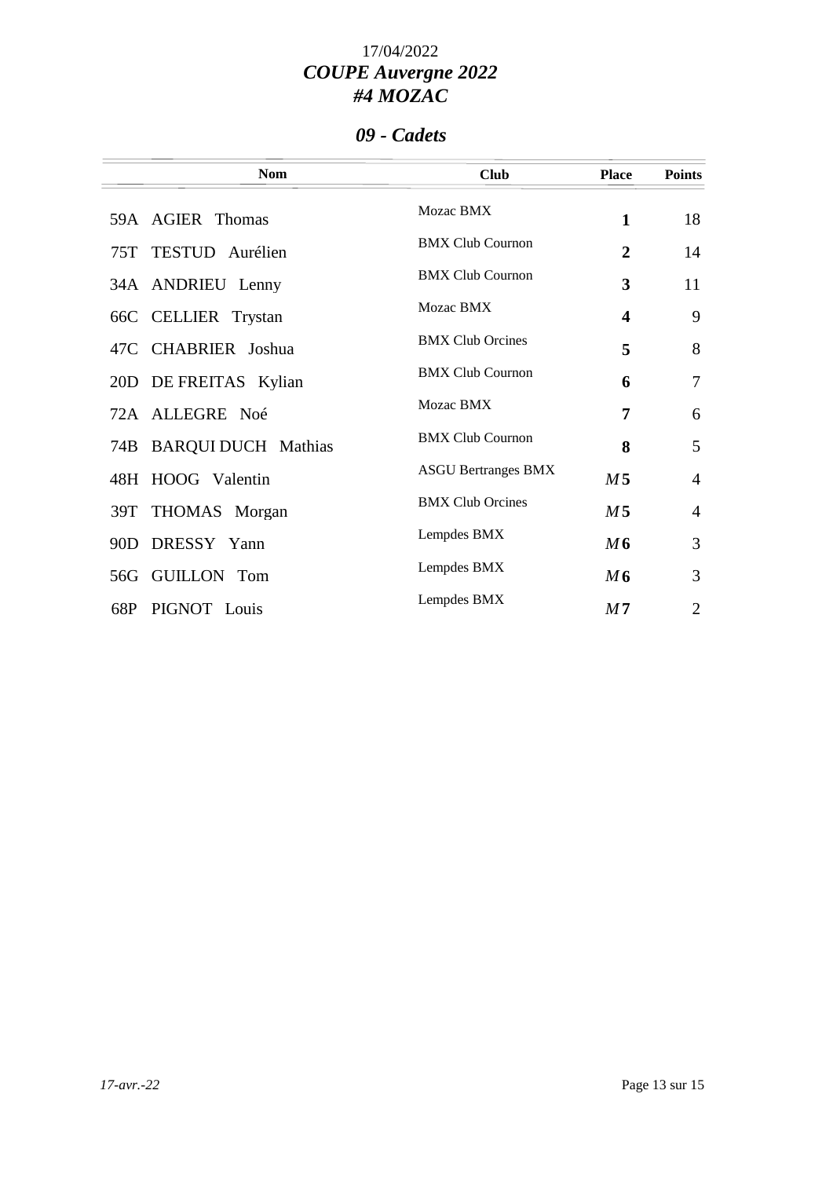17/04/2022

# *COUPE Auvergne 2022*
# *#4 MOZAC*

## *09 - Cadets*

| Nom | Club | Place | Points |
|---|---|---|---|
| 59A AGIER Thomas | Mozac BMX | **1** | 18 |
| 75T TESTUD Aurélien | BMX Club Cournon | **2** | 14 |
| 34A ANDRIEU Lenny | BMX Club Cournon | **3** | 11 |
| 66C CELLIER Trystan | Mozac BMX | **4** | 9 |
| 47C CHABRIER Joshua | BMX Club Orcines | **5** | 8 |
| 20D DE FREITAS Kylian | BMX Club Cournon | **6** | 7 |
| 72A ALLEGRE Noé | Mozac BMX | **7** | 6 |
| 74B BARQUI DUCH Mathias | BMX Club Cournon | **8** | 5 |
| 48H HOOG Valentin | ASGU Bertranges BMX | *M* **5** | 4 |
| 39T THOMAS Morgan | BMX Club Orcines | *M* **5** | 4 |
| 90D DRESSY Yann | Lempdes BMX | *M* **6** | 3 |
| 56G GUILLON Tom | Lempdes BMX | *M* **6** | 3 |
| 68P PIGNOT Louis | Lempdes BMX | *M* **7** | 2 |

*17-avr.-22*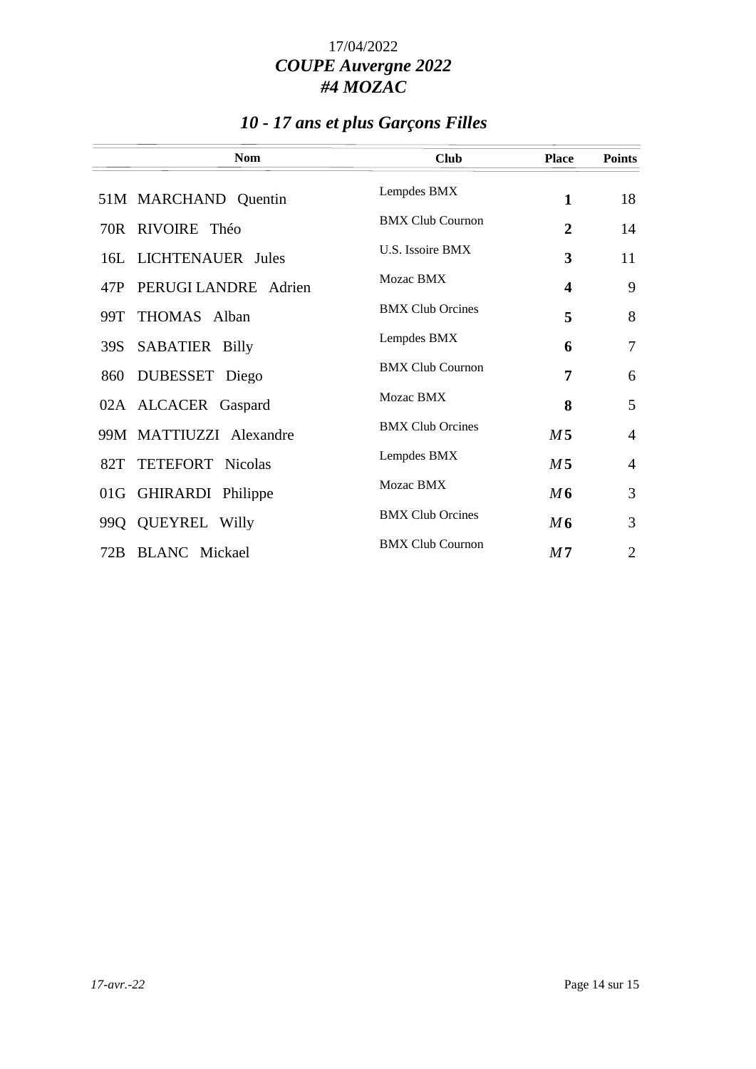17/04/2022

# *COUPE Auvergne 2022*
# *#4 MOZAC*

## *10 - 17 ans et plus Garçons Filles*

| | Nom | Club | Place | Points |
|---|---|---|---|---|
| 51M | MARCHAND Quentin | Lempdes BMX | **1** | 18 |
| 70R | RIVOIRE Théo | BMX Club Cournon | **2** | 14 |
| 16L | LICHTENAUER Jules | U.S. Issoire BMX | **3** | 11 |
| 47P | PERUGI LANDRE Adrien | Mozac BMX | **4** | 9 |
| 99T | THOMAS Alban | BMX Club Orcines | **5** | 8 |
| 39S | SABATIER Billy | Lempdes BMX | **6** | 7 |
| 860 | DUBESSET Diego | BMX Club Cournon | **7** | 6 |
| 02A | ALCACER Gaspard | Mozac BMX | **8** | 5 |
| 99M | MATTIUZZI Alexandre | BMX Club Orcines | *M* **5** | 4 |
| 82T | TETEFORT Nicolas | Lempdes BMX | *M* **5** | 4 |
| 01G | GHIRARDI Philippe | Mozac BMX | *M* **6** | 3 |
| 99Q | QUEYREL Willy | BMX Club Orcines | *M* **6** | 3 |
| 72B | BLANC Mickael | BMX Club Cournon | *M* **7** | 2 |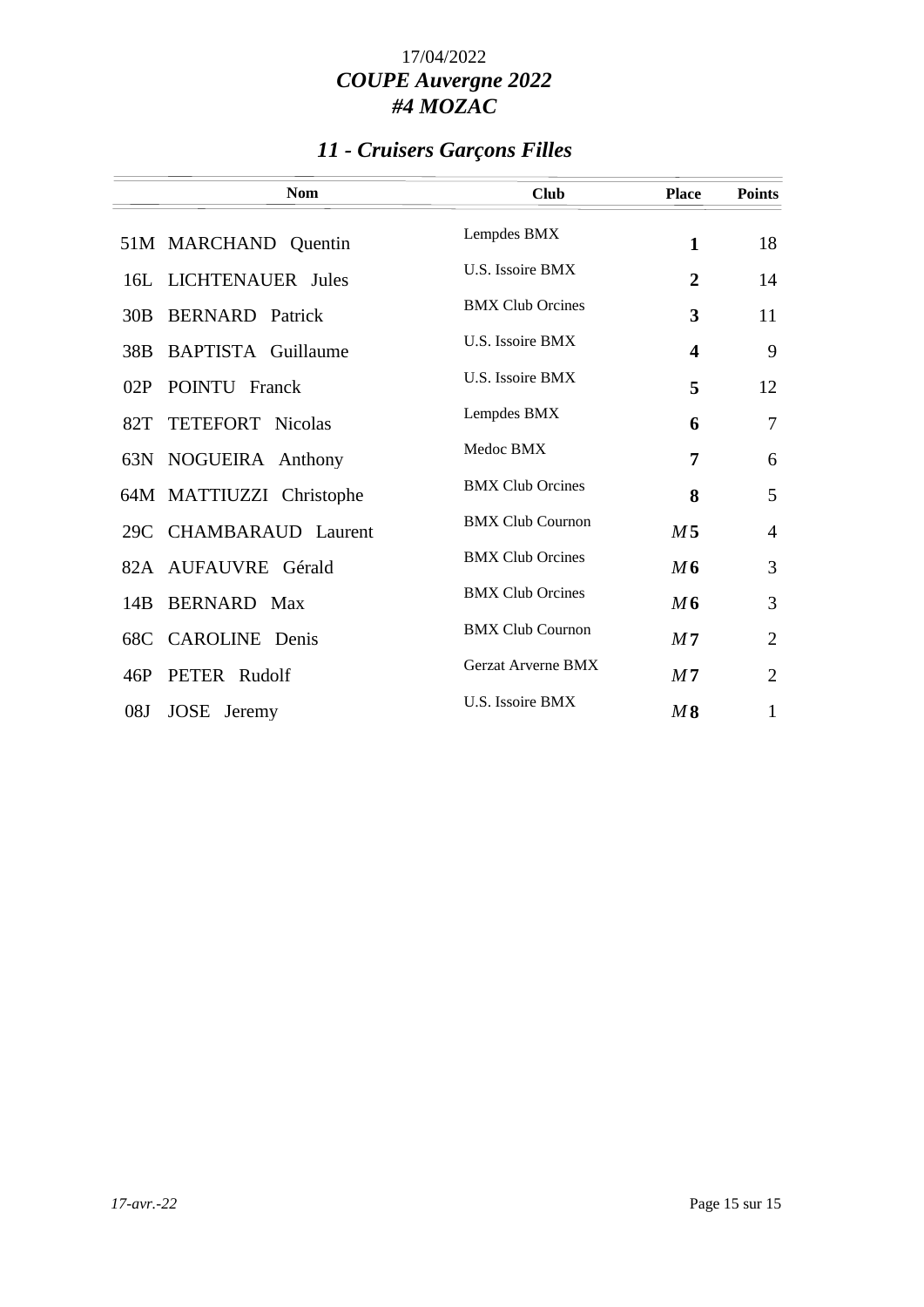17/04/2022

# *COUPE Auvergne 2022*
# *#4 MOZAC*

## *11 - Cruisers Garçons Filles*

| Nom | Club | Place | Points |
|---|---|---|---|
| 51M MARCHAND Quentin | Lempdes BMX | **1** | 18 |
| 16L LICHTENAUER Jules | U.S. Issoire BMX | **2** | 14 |
| 30B BERNARD Patrick | BMX Club Orcines | **3** | 11 |
| 38B BAPTISTA Guillaume | U.S. Issoire BMX | **4** | 9 |
| 02P POINTU Franck | U.S. Issoire BMX | **5** | 12 |
| 82T TETEFORT Nicolas | Lempdes BMX | **6** | 7 |
| 63N NOGUEIRA Anthony | Medoc BMX | **7** | 6 |
| 64M MATTIUZZI Christophe | BMX Club Orcines | **8** | 5 |
| 29C CHAMBARAUD Laurent | BMX Club Cournon | *M* **5** | 4 |
| 82A AUFAUVRE Gérald | BMX Club Orcines | *M* **6** | 3 |
| 14B BERNARD Max | BMX Club Orcines | *M* **6** | 3 |
| 68C CAROLINE Denis | BMX Club Cournon | *M* **7** | 2 |
| 46P PETER Rudolf | Gerzat Arverne BMX | *M* **7** | 2 |
| 08J JOSE Jeremy | U.S. Issoire BMX | *M* **8** | 1 |